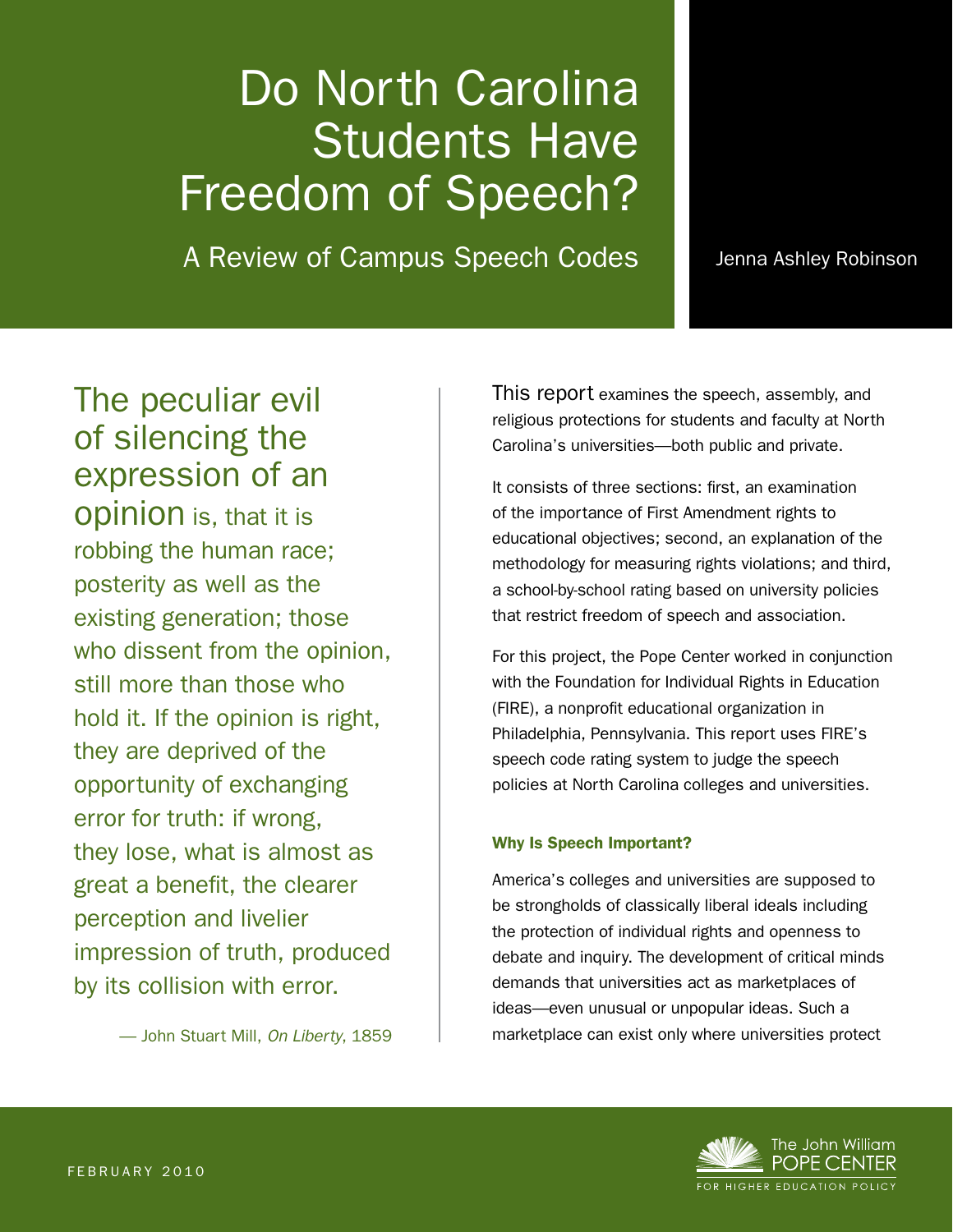# Do North Carolina Students Have Freedom of Speech?

## A Review of Campus Speech Codes

Jenna Ashley Robinson

> The peculiar evil of silencing the expression of an opinion is, that it is robbing the human race; posterity as well as the existing generation; those who dissent from the opinion, still more than those who hold it. If the opinion is right, they are deprived of the opportunity of exchanging error for truth: if wrong, they lose, what is almost as great a benefit, the clearer perception and livelier impression of truth, produced by its collision with error.
>
> — John Stuart Mill, *On Liberty*, 1859

This report examines the speech, assembly, and religious protections for students and faculty at North Carolina's universities—both public and private.

It consists of three sections: first, an examination of the importance of First Amendment rights to educational objectives; second, an explanation of the methodology for measuring rights violations; and third, a school-by-school rating based on university policies that restrict freedom of speech and association.

For this project, the Pope Center worked in conjunction with the Foundation for Individual Rights in Education (FIRE), a nonprofit educational organization in Philadelphia, Pennsylvania. This report uses FIRE's speech code rating system to judge the speech policies at North Carolina colleges and universities.

### Why Is Speech Important?

America's colleges and universities are supposed to be strongholds of classically liberal ideals including the protection of individual rights and openness to debate and inquiry. The development of critical minds demands that universities act as marketplaces of ideas—even unusual or unpopular ideas. Such a marketplace can exist only where universities protect

FEBRUARY 2010

The John William POPE CENTER FOR HIGHER EDUCATION POLICY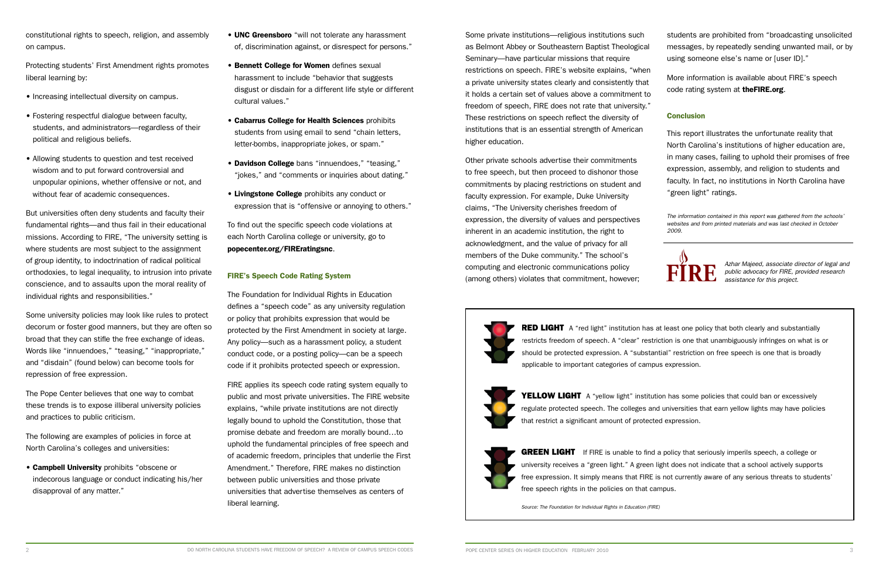constitutional rights to speech, religion, and assembly on campus.

Protecting students' First Amendment rights promotes liberal learning by:

- Increasing intellectual diversity on campus.
- Fostering respectful dialogue between faculty, students, and administrators—regardless of their political and religious beliefs.
- Allowing students to question and test received wisdom and to put forward controversial and unpopular opinions, whether offensive or not, and without fear of academic consequences.

But universities often deny students and faculty their fundamental rights—and thus fail in their educational missions. According to FIRE, "The university setting is where students are most subject to the assignment of group identity, to indoctrination of radical political orthodoxies, to legal inequality, to intrusion into private conscience, and to assaults upon the moral reality of individual rights and responsibilities."

Some university policies may look like rules to protect decorum or foster good manners, but they are often so broad that they can stifle the free exchange of ideas. Words like "innuendoes," "teasing," "inappropriate," and "disdain" (found below) can become tools for repression of free expression.

The Pope Center believes that one way to combat these trends is to expose illiberal university policies and practices to public criticism.

The following are examples of policies in force at North Carolina's colleges and universities:

- **Campbell University** prohibits "obscene or indecorous language or conduct indicating his/her disapproval of any matter."
- **UNC Greensboro** "will not tolerate any harassment of, discrimination against, or disrespect for persons."
- **Bennett College for Women** defines sexual harassment to include "behavior that suggests disgust or disdain for a different life style or different cultural values."
- **Cabarrus College for Health Sciences** prohibits students from using email to send "chain letters, letter-bombs, inappropriate jokes, or spam."
- **Davidson College** bans "innuendoes," "teasing," "jokes," and "comments or inquiries about dating."
- **Livingstone College** prohibits any conduct or expression that is "offensive or annoying to others."

To find out the specific speech code violations at each North Carolina college or university, go to **popecenter.org/FIREratingsnc**.

### FIRE's Speech Code Rating System

The Foundation for Individual Rights in Education defines a "speech code" as any university regulation or policy that prohibits expression that would be protected by the First Amendment in society at large. Any policy—such as a harassment policy, a student conduct code, or a posting policy—can be a speech code if it prohibits protected speech or expression.

FIRE applies its speech code rating system equally to public and most private universities. The FIRE website explains, "while private institutions are not directly legally bound to uphold the Constitution, those that promise debate and freedom are morally bound…to uphold the fundamental principles of free speech and of academic freedom, principles that underlie the First Amendment." Therefore, FIRE makes no distinction between public universities and those private universities that advertise themselves as centers of liberal learning.

Some private institutions—religious institutions such as Belmont Abbey or Southeastern Baptist Theological Seminary—have particular missions that require restrictions on speech. FIRE's website explains, "when a private university states clearly and consistently that it holds a certain set of values above a commitment to freedom of speech, FIRE does not rate that university." These restrictions on speech reflect the diversity of institutions that is an essential strength of American higher education.

Other private schools advertise their commitments to free speech, but then proceed to dishonor those commitments by placing restrictions on student and faculty expression. For example, Duke University claims, "The University cherishes freedom of expression, the diversity of values and perspectives inherent in an academic institution, the right to acknowledgment, and the value of privacy for all members of the Duke community." The school's computing and electronic communications policy (among others) violates that commitment, however; students are prohibited from "broadcasting unsolicited messages, by repeatedly sending unwanted mail, or by using someone else's name or [user ID]."

More information is available about FIRE's speech code rating system at **theFIRE.org**.

### Conclusion

This report illustrates the unfortunate reality that North Carolina's institutions of higher education are, in many cases, failing to uphold their promises of free expression, assembly, and religion to students and faculty. In fact, no institutions in North Carolina have "green light" ratings.

*The information contained in this report was gathered from the schools' websites and from printed materials and was last checked in October 2009.*

*Azhar Majeed, associate director of legal and public advocacy for FIRE, provided research assistance for this project.*

**RED LIGHT** A "red light" institution has at least one policy that both clearly and substantially restricts freedom of speech. A "clear" restriction is one that unambiguously infringes on what is or should be protected expression. A "substantial" restriction on free speech is one that is broadly applicable to important categories of campus expression.

**YELLOW LIGHT** A "yellow light" institution has some policies that could ban or excessively regulate protected speech. The colleges and universities that earn yellow lights may have policies that restrict a significant amount of protected expression.

**GREEN LIGHT** If FIRE is unable to find a policy that seriously imperils speech, a college or university receives a "green light." A green light does not indicate that a school actively supports free expression. It simply means that FIRE is not currently aware of any serious threats to students' free speech rights in the policies on that campus.

*Source: The Foundation for Individual Rights in Education (FIRE)*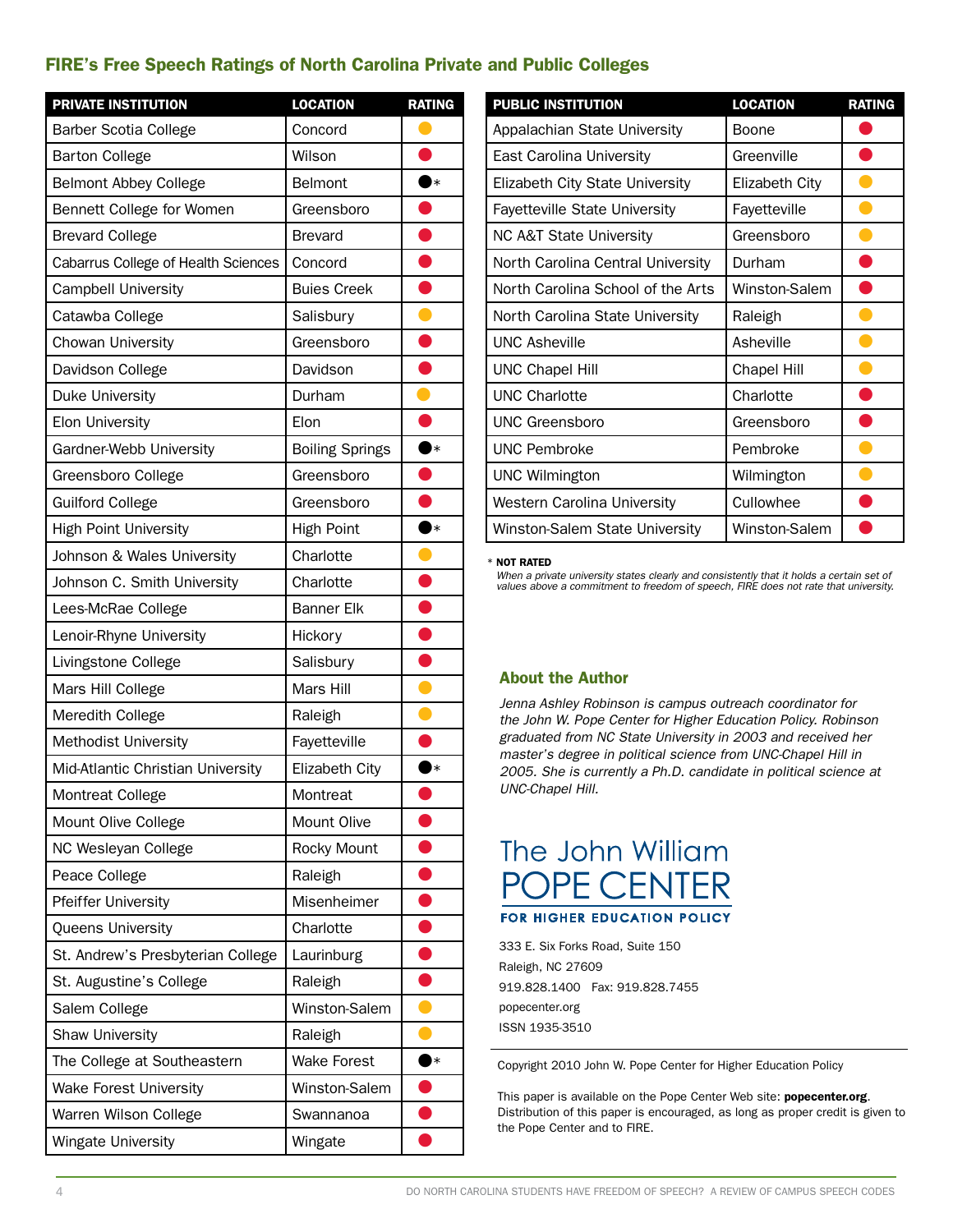## FIRE's Free Speech Ratings of North Carolina Private and Public Colleges

| PRIVATE INSTITUTION | LOCATION | RATING |
|---|---|---|
| Barber Scotia College | Concord | Yellow |
| Barton College | Wilson | Red |
| Belmont Abbey College | Belmont | Black* |
| Bennett College for Women | Greensboro | Red |
| Brevard College | Brevard | Red |
| Cabarrus College of Health Sciences | Concord | Red |
| Campbell University | Buies Creek | Red |
| Catawba College | Salisbury | Yellow |
| Chowan University | Greensboro | Red |
| Davidson College | Davidson | Red |
| Duke University | Durham | Yellow |
| Elon University | Elon | Red |
| Gardner-Webb University | Boiling Springs | Black* |
| Greensboro College | Greensboro | Red |
| Guilford College | Greensboro | Red |
| High Point University | High Point | Black* |
| Johnson & Wales University | Charlotte | Yellow |
| Johnson C. Smith University | Charlotte | Red |
| Lees-McRae College | Banner Elk | Red |
| Lenoir-Rhyne University | Hickory | Red |
| Livingstone College | Salisbury | Red |
| Mars Hill College | Mars Hill | Yellow |
| Meredith College | Raleigh | Yellow |
| Methodist University | Fayetteville | Red |
| Mid-Atlantic Christian University | Elizabeth City | Black* |
| Montreat College | Montreat | Red |
| Mount Olive College | Mount Olive | Red |
| NC Wesleyan College | Rocky Mount | Red |
| Peace College | Raleigh | Red |
| Pfeiffer University | Misenheimer | Red |
| Queens University | Charlotte | Red |
| St. Andrew's Presbyterian College | Laurinburg | Red |
| St. Augustine's College | Raleigh | Red |
| Salem College | Winston-Salem | Yellow |
| Shaw University | Raleigh | Yellow |
| The College at Southeastern | Wake Forest | Black* |
| Wake Forest University | Winston-Salem | Red |
| Warren Wilson College | Swannanoa | Red |
| Wingate University | Wingate | Red |

| PUBLIC INSTITUTION | LOCATION | RATING |
|---|---|---|
| Appalachian State University | Boone | Red |
| East Carolina University | Greenville | Red |
| Elizabeth City State University | Elizabeth City | Yellow |
| Fayetteville State University | Fayetteville | Yellow |
| NC A&T State University | Greensboro | Yellow |
| North Carolina Central University | Durham | Red |
| North Carolina School of the Arts | Winston-Salem | Red |
| North Carolina State University | Raleigh | Yellow |
| UNC Asheville | Asheville | Yellow |
| UNC Chapel Hill | Chapel Hill | Yellow |
| UNC Charlotte | Charlotte | Red |
| UNC Greensboro | Greensboro | Red |
| UNC Pembroke | Pembroke | Yellow |
| UNC Wilmington | Wilmington | Yellow |
| Western Carolina University | Cullowhee | Red |
| Winston-Salem State University | Winston-Salem | Red |

\* **NOT RATED**
*When a private university states clearly and consistently that it holds a certain set of values above a commitment to freedom of speech, FIRE does not rate that university.*

### About the Author

*Jenna Ashley Robinson is campus outreach coordinator for the John W. Pope Center for Higher Education Policy. Robinson graduated from NC State University in 2003 and received her master's degree in political science from UNC-Chapel Hill in 2005. She is currently a Ph.D. candidate in political science at UNC-Chapel Hill.*

The John William
POPE CENTER
FOR HIGHER EDUCATION POLICY

333 E. Six Forks Road, Suite 150
Raleigh, NC 27609
919.828.1400 Fax: 919.828.7455
popecenter.org
ISSN 1935-3510

Copyright 2010 John W. Pope Center for Higher Education Policy

This paper is available on the Pope Center Web site: **popecenter.org**. Distribution of this paper is encouraged, as long as proper credit is given to the Pope Center and to FIRE.